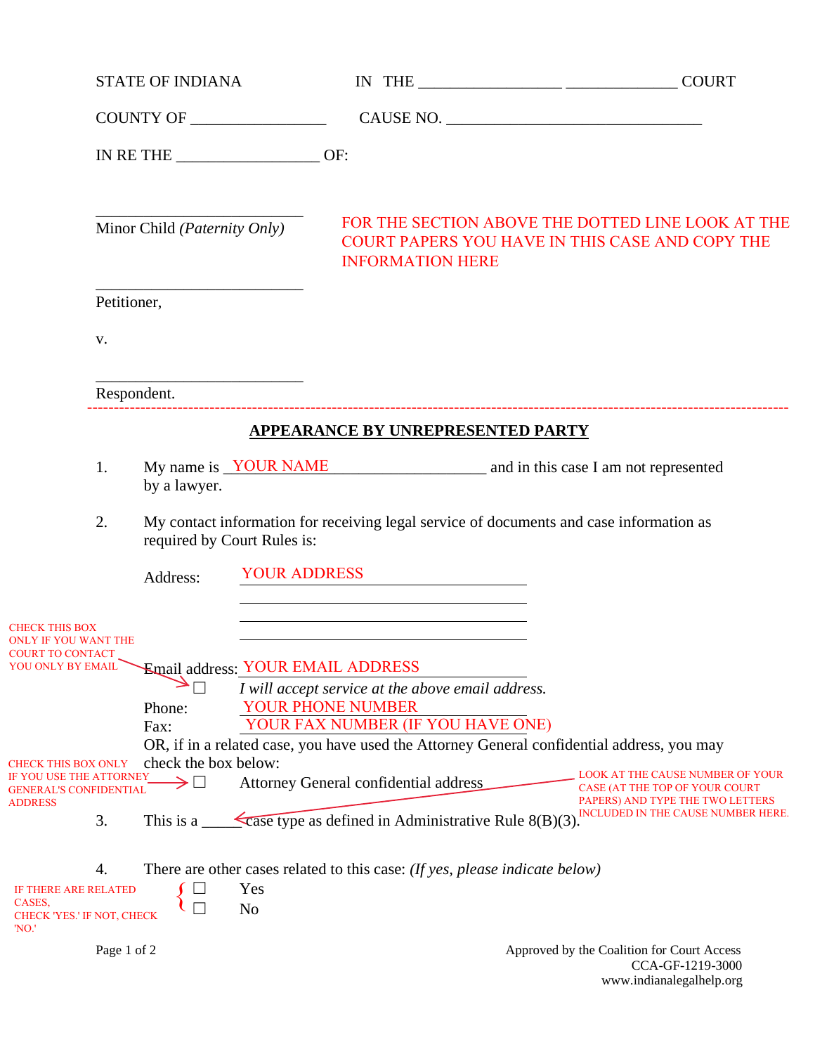STATE OF INDIANA IN THE __________________ ______________ COURT

COUNTY OF _________________ CAUSE NO. _________________________________

IN RE THE __________________ OF:

___________________________
Minor Child *(Paternity Only)*

FOR THE SECTION ABOVE THE DOTTED LINE LOOK AT THE COURT PAPERS YOU HAVE IN THIS CASE AND COPY THE INFORMATION HERE

___________________________
Petitioner,

v.

___________________________
Respondent.

---

## APPEARANCE BY UNREPRESENTED PARTY

1. My name is YOUR NAME ____________________ and in this case I am not represented by a lawyer.

2. My contact information for receiving legal service of documents and case information as required by Court Rules is:

   Address: YOUR ADDRESS
   ________________________________
   ________________________________
   ________________________________

   Email address: YOUR EMAIL ADDRESS

   CHECK THIS BOX ONLY IF YOU WANT THE COURT TO CONTACT YOU ONLY BY EMAIL

   ☐ *I will accept service at the above email address.*

   Phone: YOUR PHONE NUMBER
   Fax: YOUR FAX NUMBER (IF YOU HAVE ONE)

   OR, if in a related case, you have used the Attorney General confidential address, you may check the box below:

   CHECK THIS BOX ONLY IF YOU USE THE ATTORNEY GENERAL'S CONFIDENTIAL ADDRESS

   ☐ Attorney General confidential address

3. This is a _____ case type as defined in Administrative Rule 8(B)(3).

   LOOK AT THE CAUSE NUMBER OF YOUR CASE (AT THE TOP OF YOUR COURT PAPERS) AND TYPE THE TWO LETTERS INCLUDED IN THE CAUSE NUMBER HERE.

4. There are other cases related to this case: *(If yes, please indicate below)*

   IF THERE ARE RELATED CASES, CHECK 'YES.' IF NOT, CHECK 'NO.'

   ☐ Yes
   ☐ No

Approved by the Coalition for Court Access
CCA-GF-1219-3000
www.indianalegalhelp.org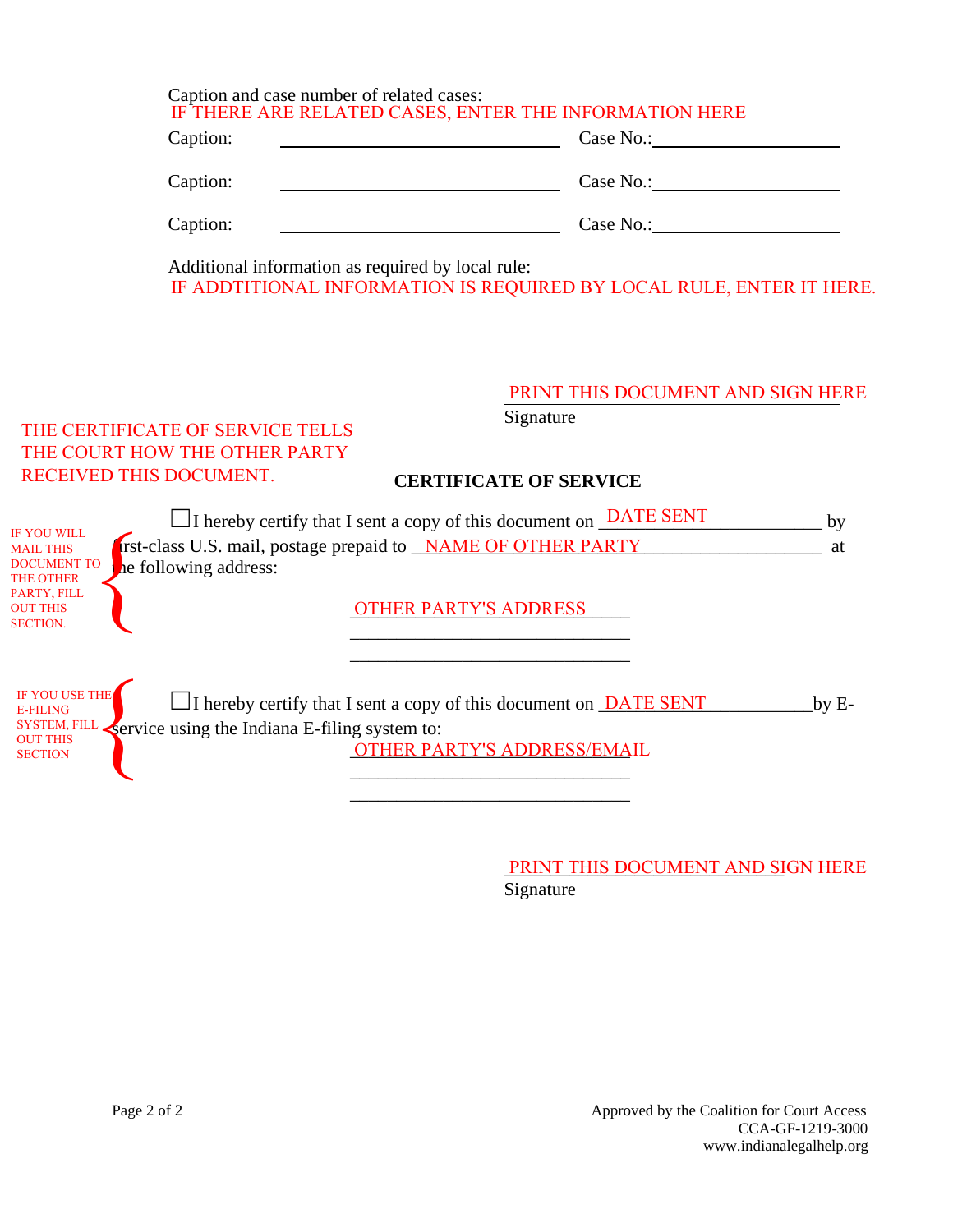Caption and case number of related cases:
IF THERE ARE RELATED CASES, ENTER THE INFORMATION HERE

Caption: ______________________________ Case No.: ____________________

Caption: ______________________________ Case No.: ____________________

Caption: ______________________________ Case No.: ____________________

Additional information as required by local rule:
IF ADDTITIONAL INFORMATION IS REQUIRED BY LOCAL RULE, ENTER IT HERE.

PRINT THIS DOCUMENT AND SIGN HERE
Signature

THE CERTIFICATE OF SERVICE TELLS THE COURT HOW THE OTHER PARTY RECEIVED THIS DOCUMENT.

**CERTIFICATE OF SERVICE**

IF YOU WILL MAIL THIS DOCUMENT TO THE OTHER PARTY, FILL OUT THIS SECTION.

☐ I hereby certify that I sent a copy of this document on DATE SENT ____________ by first-class U.S. mail, postage prepaid to NAME OF OTHER PARTY ____________ at the following address:

OTHER PARTY'S ADDRESS
______________________________
______________________________

IF YOU USE THE E-FILING SYSTEM, FILL OUT THIS SECTION

☐ I hereby certify that I sent a copy of this document on DATE SENT ____________ by E-service using the Indiana E-filing system to:

OTHER PARTY'S ADDRESS/EMAIL
______________________________
______________________________

PRINT THIS DOCUMENT AND SIGN HERE
Signature

Approved by the Coalition for Court Access
CCA-GF-1219-3000
www.indianalegalhelp.org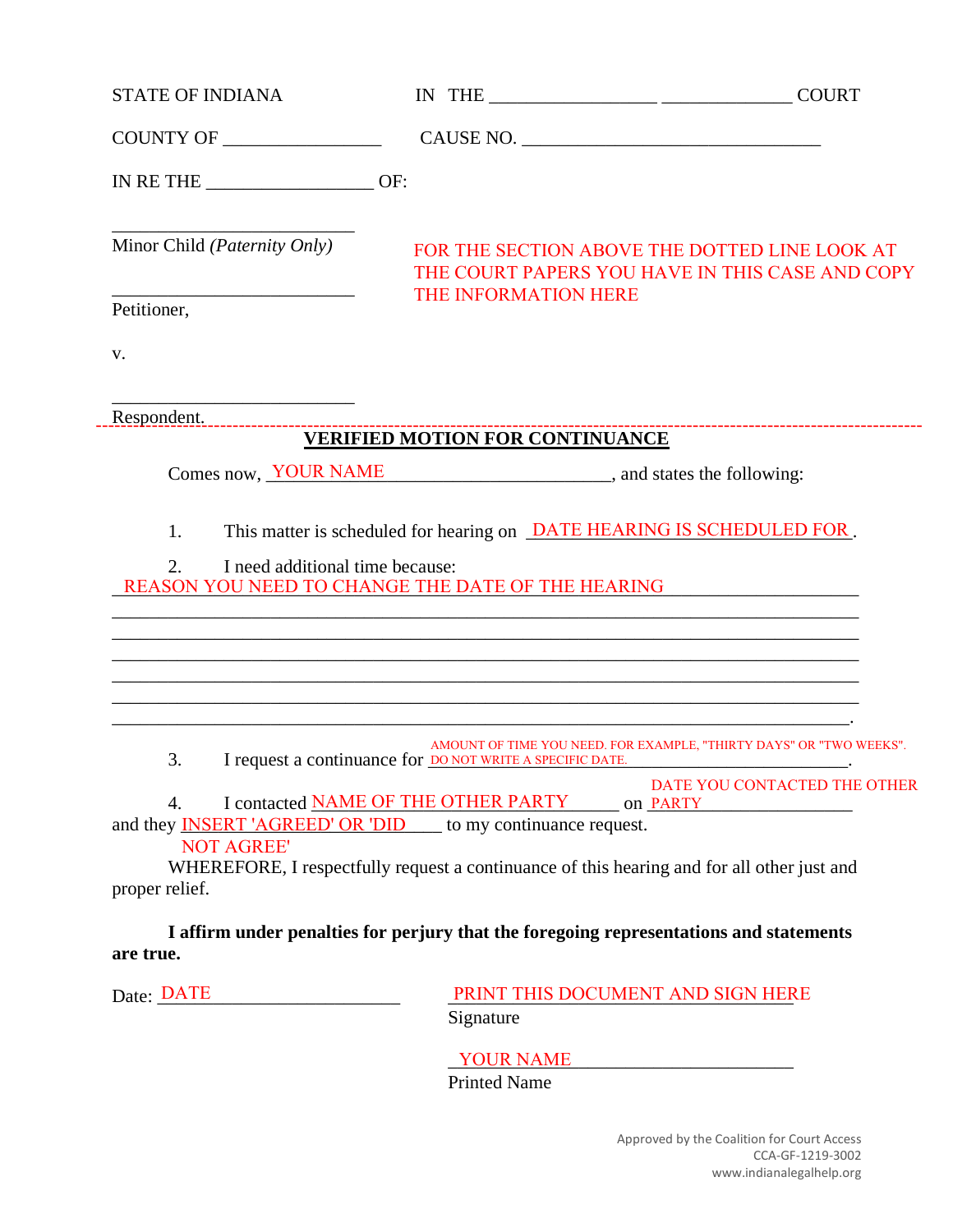STATE OF INDIANA　　　　　　　IN THE ________________ ____________ COURT

COUNTY OF ________________　　CAUSE NO. ______________________________

IN RE THE ________________ OF:

________________________
Minor Child *(Paternity Only)*

________________________
Petitioner,

v.

________________________
Respondent.

FOR THE SECTION ABOVE THE DOTTED LINE LOOK AT THE COURT PAPERS YOU HAVE IN THIS CASE AND COPY THE INFORMATION HERE

---

**VERIFIED MOTION FOR CONTINUANCE**

Comes now, YOUR NAME ________________________, and states the following:

1. This matter is scheduled for hearing on DATE HEARING IS SCHEDULED FOR.

2. I need additional time because:
REASON YOU NEED TO CHANGE THE DATE OF THE HEARING
______________________________________________________________________________
______________________________________________________________________________
______________________________________________________________________________
______________________________________________________________________________
______________________________________________________________________________
______________________________________________________________________________.

3. I request a continuance for AMOUNT OF TIME YOU NEED. FOR EXAMPLE, "THIRTY DAYS" OR "TWO WEEKS". DO NOT WRITE A SPECIFIC DATE.

4. I contacted NAME OF THE OTHER PARTY on DATE YOU CONTACTED THE OTHER PARTY and they INSERT 'AGREED' OR 'DID NOT AGREE' to my continuance request.

WHEREFORE, I respectfully request a continuance of this hearing and for all other just and proper relief.

**I affirm under penalties for perjury that the foregoing representations and statements are true.**

Date: DATE ____________________　　　　PRINT THIS DOCUMENT AND SIGN HERE
　　　　　　　　　　　　　　　　　　　Signature

　　　　　　　　　　　　　　　　　　　YOUR NAME ____________________
　　　　　　　　　　　　　　　　　　　Printed Name

Approved by the Coalition for Court Access
CCA-GF-1219-3002
www.indianalegalhelp.org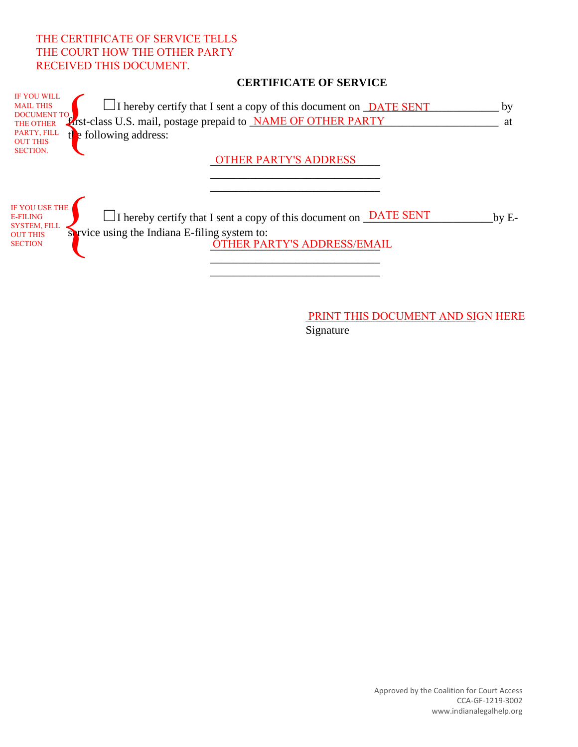THE CERTIFICATE OF SERVICE TELLS THE COURT HOW THE OTHER PARTY RECEIVED THIS DOCUMENT.

**CERTIFICATE OF SERVICE**

IF YOU WILL MAIL THIS DOCUMENT TO THE OTHER PARTY, FILL OUT THIS SECTION.

☐ I hereby certify that I sent a copy of this document on DATE SENT_____________ by first-class U.S. mail, postage prepaid to NAME OF OTHER PARTY______________________ at the following address:

OTHER PARTY'S ADDRESS______
______________________________
______________________________

IF YOU USE THE E-FILING SYSTEM, FILL OUT THIS SECTION

☐ I hereby certify that I sent a copy of this document on DATE SENT_____________by E-service using the Indiana E-filing system to:

OTHER PARTY'S ADDRESS/EMAIL
______________________________
______________________________

PRINT THIS DOCUMENT AND SIGN HERE
Signature

Approved by the Coalition for Court Access
CCA-GF-1219-3002
www.indianalegalhelp.org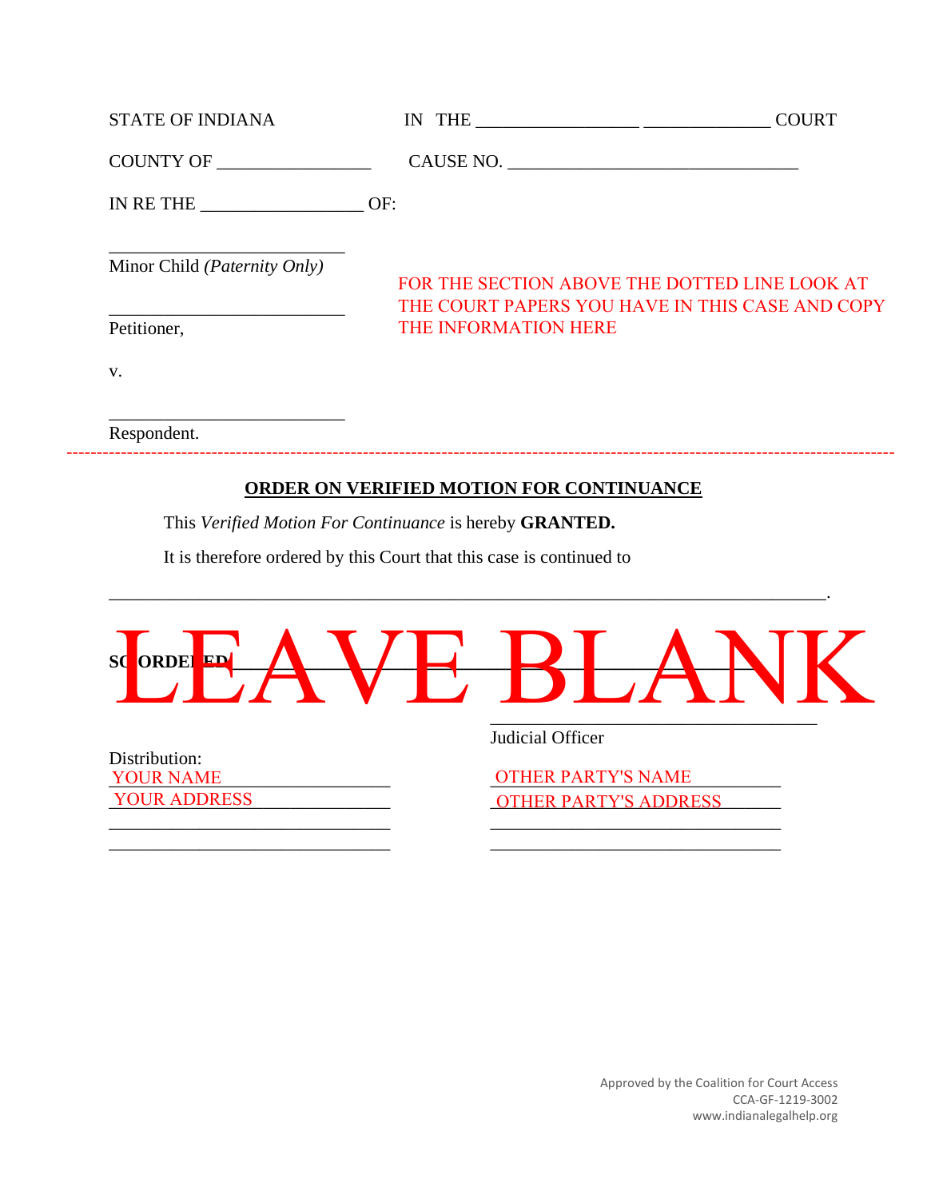STATE OF INDIANA IN THE _________________ _____________ COURT

COUNTY OF ________________ CAUSE NO. ______________________________

IN RE THE _________________ OF:

________________________
Minor Child *(Paternity Only)*

________________________
Petitioner,

v.

________________________
Respondent.

FOR THE SECTION ABOVE THE DOTTED LINE LOOK AT THE COURT PAPERS YOU HAVE IN THIS CASE AND COPY THE INFORMATION HERE

---

**ORDER ON VERIFIED MOTION FOR CONTINUANCE**

This *Verified Motion For Continuance* is hereby **GRANTED.**

It is therefore ordered by this Court that this case is continued to

__________________________________________________________________________.

**SO ORDERED** ________________________________

LEAVE BLANK

________________________________
Judicial Officer

Distribution:

YOUR NAME ______________________
YOUR ADDRESS ____________________
________________________________
________________________________

OTHER PARTY'S NAME ______________
OTHER PARTY'S ADDRESS ___________
________________________________
________________________________

Approved by the Coalition for Court Access
CCA-GF-1219-3002
www.indianalegalhelp.org